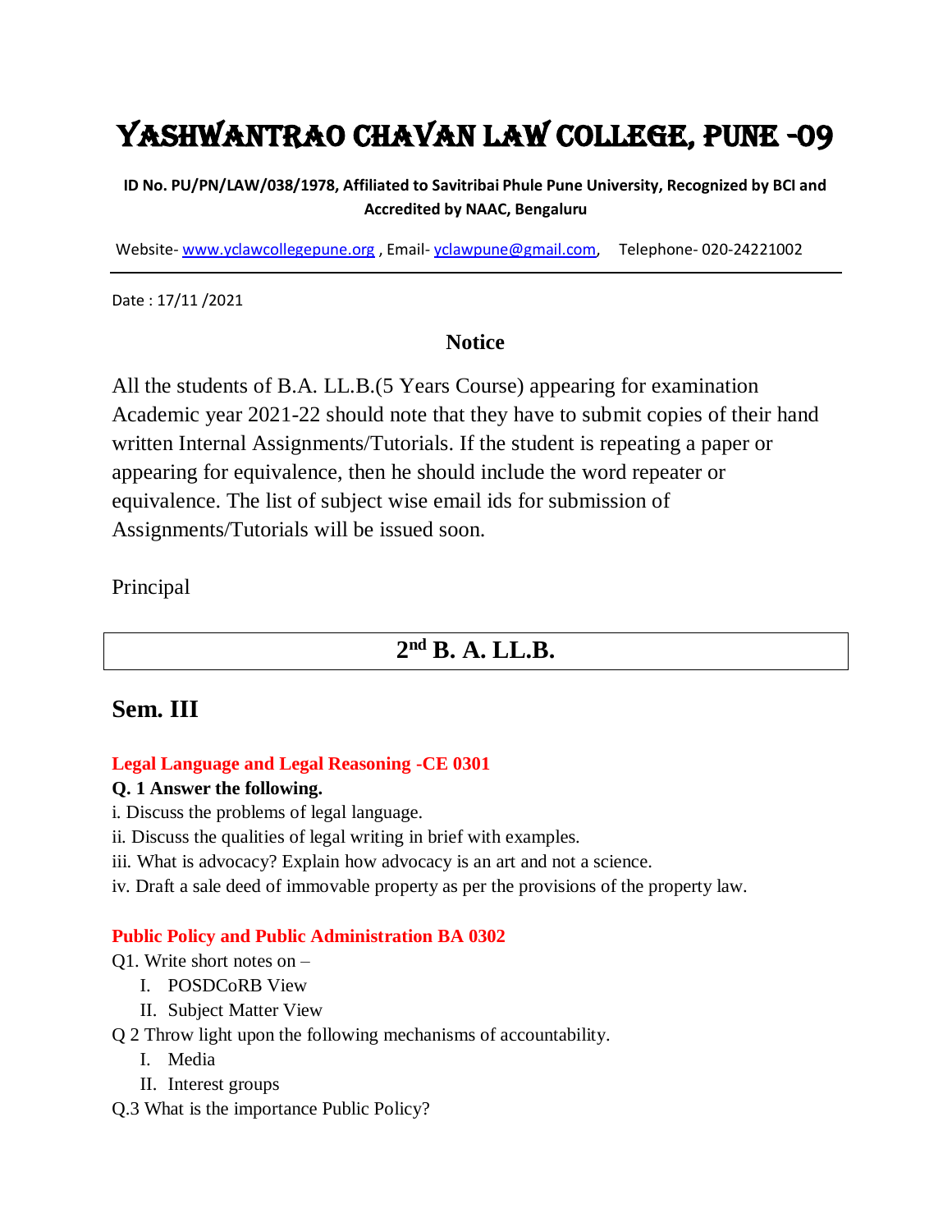# YASHWANTRAO CHAVAN LAW COLLEGE, PUNE -09

**ID No. PU/PN/LAW/038/1978, Affiliated to Savitribai Phule Pune University, Recognized by BCI and Accredited by NAAC, Bengaluru**

Website- www.yclawcollegepune.org , Email- yclawpune@gmail.com, Telephone- 020-24221002

---

Date : 17/11 /2021

## Notice

All the students of B.A. LL.B.(5 Years Course) appearing for examination Academic year 2021-22 should note that they have to submit copies of their hand written Internal Assignments/Tutorials. If the student is repeating a paper or appearing for equivalence, then he should include the word repeater or equivalence. The list of subject wise email ids for submission of Assignments/Tutorials will be issued soon.

Principal

## 2nd B. A. LL.B.

## Sem. III

### Legal Language and Legal Reasoning -CE 0301

**Q. 1 Answer the following.**

i. Discuss the problems of legal language.

ii. Discuss the qualities of legal writing in brief with examples.

iii. What is advocacy? Explain how advocacy is an art and not a science.

iv. Draft a sale deed of immovable property as per the provisions of the property law.

### Public Policy and Public Administration BA 0302

Q1. Write short notes on –

I. POSDCoRB View

II. Subject Matter View

Q 2 Throw light upon the following mechanisms of accountability.

I. Media

II. Interest groups

Q.3 What is the importance Public Policy?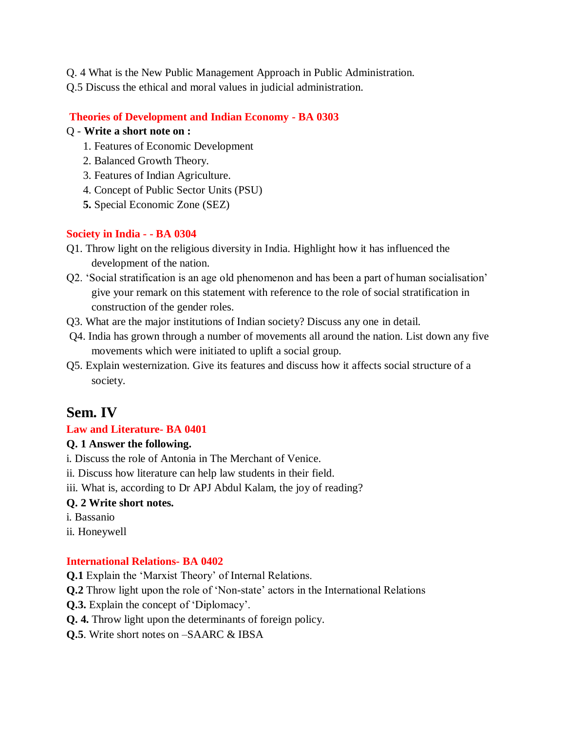Q. 4 What is the New Public Management Approach in Public Administration.

Q.5 Discuss the ethical and moral values in judicial administration.

### Theories of Development and Indian Economy - BA 0303

Q - **Write a short note on :**

1. Features of Economic Development
2. Balanced Growth Theory.
3. Features of Indian Agriculture.
4. Concept of Public Sector Units (PSU)
5. Special Economic Zone (SEZ)

### Society in India - - BA 0304

Q1. Throw light on the religious diversity in India. Highlight how it has influenced the development of the nation.

Q2. 'Social stratification is an age old phenomenon and has been a part of human socialisation' give your remark on this statement with reference to the role of social stratification in construction of the gender roles.

Q3. What are the major institutions of Indian society? Discuss any one in detail.

Q4. India has grown through a number of movements all around the nation. List down any five movements which were initiated to uplift a social group.

Q5. Explain westernization. Give its features and discuss how it affects social structure of a society.

## Sem. IV

### Law and Literature- BA 0401

**Q. 1 Answer the following.**

i. Discuss the role of Antonia in The Merchant of Venice.

ii. Discuss how literature can help law students in their field.

iii. What is, according to Dr APJ Abdul Kalam, the joy of reading?

**Q. 2 Write short notes.**

i. Bassanio

ii. Honeywell

### International Relations- BA 0402

**Q.1** Explain the 'Marxist Theory' of Internal Relations.

**Q.2** Throw light upon the role of 'Non-state' actors in the International Relations

**Q.3.** Explain the concept of 'Diplomacy'.

**Q. 4.** Throw light upon the determinants of foreign policy.

**Q.5**. Write short notes on –SAARC & IBSA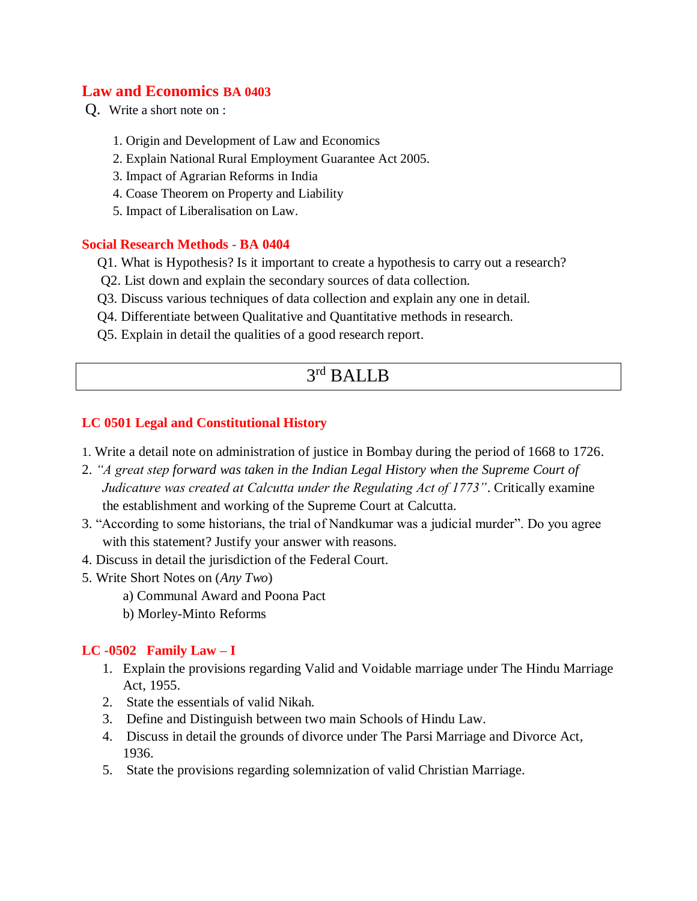## Law and Economics BA 0403

Q. Write a short note on :

1. Origin and Development of Law and Economics
2. Explain National Rural Employment Guarantee Act 2005.
3. Impact of Agrarian Reforms in India
4. Coase Theorem on Property and Liability
5. Impact of Liberalisation on Law.

## Social Research Methods - BA 0404

Q1. What is Hypothesis? Is it important to create a hypothesis to carry out a research?

Q2. List down and explain the secondary sources of data collection.

Q3. Discuss various techniques of data collection and explain any one in detail.

Q4. Differentiate between Qualitative and Quantitative methods in research.

Q5. Explain in detail the qualities of a good research report.

# 3rd BALLB

## LC 0501 Legal and Constitutional History

1. Write a detail note on administration of justice in Bombay during the period of 1668 to 1726.
2. *"A great step forward was taken in the Indian Legal History when the Supreme Court of Judicature was created at Calcutta under the Regulating Act of 1773"*. Critically examine the establishment and working of the Supreme Court at Calcutta.
3. "According to some historians, the trial of Nandkumar was a judicial murder". Do you agree with this statement? Justify your answer with reasons.
4. Discuss in detail the jurisdiction of the Federal Court.
5. Write Short Notes on (*Any Two*)
   a) Communal Award and Poona Pact
   b) Morley-Minto Reforms

## LC -0502 Family Law – I

1. Explain the provisions regarding Valid and Voidable marriage under The Hindu Marriage Act, 1955.
2. State the essentials of valid Nikah.
3. Define and Distinguish between two main Schools of Hindu Law.
4. Discuss in detail the grounds of divorce under The Parsi Marriage and Divorce Act, 1936.
5. State the provisions regarding solemnization of valid Christian Marriage.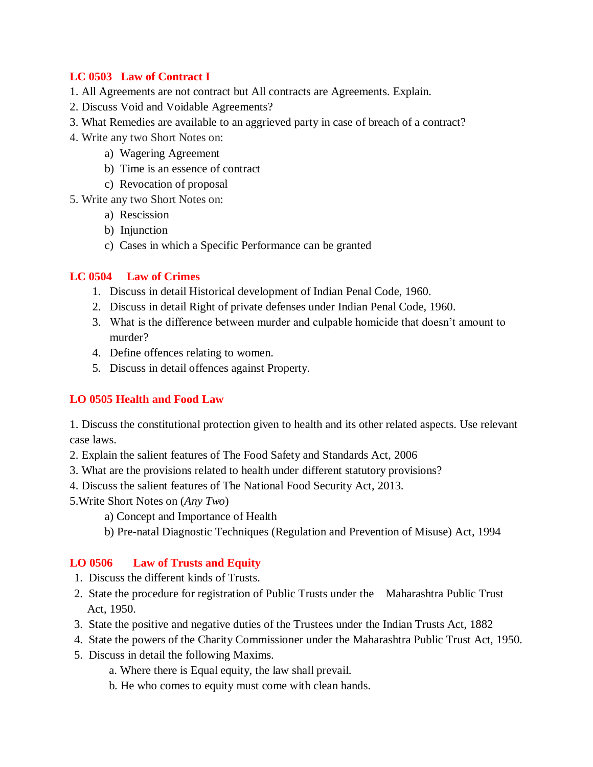## LC 0503 Law of Contract I

1. All Agreements are not contract but All contracts are Agreements. Explain.
2. Discuss Void and Voidable Agreements?
3. What Remedies are available to an aggrieved party in case of breach of a contract?
4. Write any two Short Notes on:
   a) Wagering Agreement
   b) Time is an essence of contract
   c) Revocation of proposal
5. Write any two Short Notes on:
   a) Rescission
   b) Injunction
   c) Cases in which a Specific Performance can be granted

## LC 0504 Law of Crimes

1. Discuss in detail Historical development of Indian Penal Code, 1960.
2. Discuss in detail Right of private defenses under Indian Penal Code, 1960.
3. What is the difference between murder and culpable homicide that doesn't amount to murder?
4. Define offences relating to women.
5. Discuss in detail offences against Property.

## LO 0505 Health and Food Law

1. Discuss the constitutional protection given to health and its other related aspects. Use relevant case laws.
2. Explain the salient features of The Food Safety and Standards Act, 2006
3. What are the provisions related to health under different statutory provisions?
4. Discuss the salient features of The National Food Security Act, 2013.
5. Write Short Notes on (*Any Two*)
   a) Concept and Importance of Health
   b) Pre-natal Diagnostic Techniques (Regulation and Prevention of Misuse) Act, 1994

## LO 0506 Law of Trusts and Equity

1. Discuss the different kinds of Trusts.
2. State the procedure for registration of Public Trusts under the Maharashtra Public Trust Act, 1950.
3. State the positive and negative duties of the Trustees under the Indian Trusts Act, 1882
4. State the powers of the Charity Commissioner under the Maharashtra Public Trust Act, 1950.
5. Discuss in detail the following Maxims.
   a. Where there is Equal equity, the law shall prevail.
   b. He who comes to equity must come with clean hands.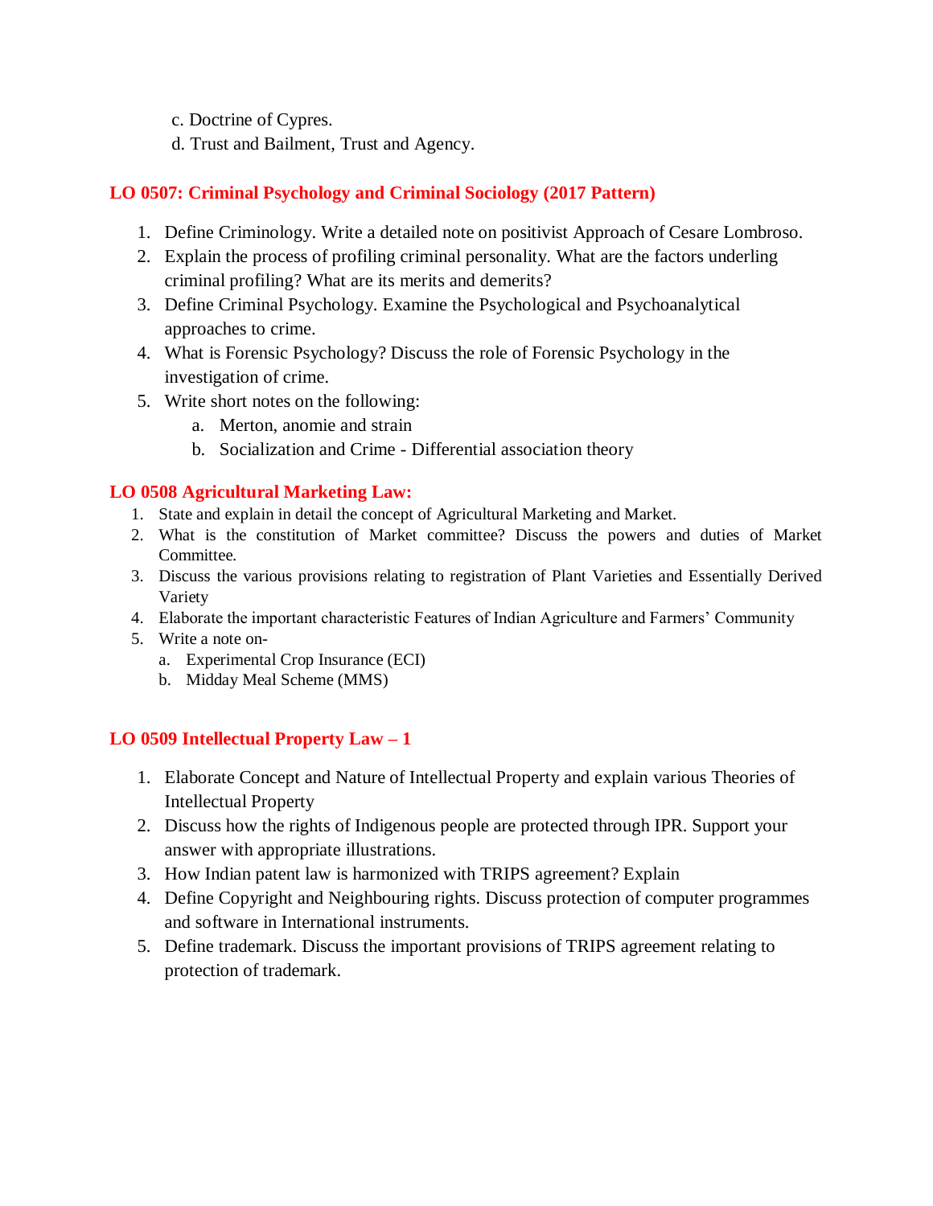c. Doctrine of Cypres.
d. Trust and Bailment, Trust and Agency.

## LO 0507: Criminal Psychology and Criminal Sociology (2017 Pattern)

1. Define Criminology. Write a detailed note on positivist Approach of Cesare Lombroso.
2. Explain the process of profiling criminal personality. What are the factors underling criminal profiling? What are its merits and demerits?
3. Define Criminal Psychology. Examine the Psychological and Psychoanalytical approaches to crime.
4. What is Forensic Psychology? Discuss the role of Forensic Psychology in the investigation of crime.
5. Write short notes on the following:
   a. Merton, anomie and strain
   b. Socialization and Crime - Differential association theory

## LO 0508 Agricultural Marketing Law:

1. State and explain in detail the concept of Agricultural Marketing and Market.
2. What is the constitution of Market committee? Discuss the powers and duties of Market Committee.
3. Discuss the various provisions relating to registration of Plant Varieties and Essentially Derived Variety
4. Elaborate the important characteristic Features of Indian Agriculture and Farmers' Community
5. Write a note on-
   a. Experimental Crop Insurance (ECI)
   b. Midday Meal Scheme (MMS)

## LO 0509 Intellectual Property Law – 1

1. Elaborate Concept and Nature of Intellectual Property and explain various Theories of Intellectual Property
2. Discuss how the rights of Indigenous people are protected through IPR. Support your answer with appropriate illustrations.
3. How Indian patent law is harmonized with TRIPS agreement? Explain
4. Define Copyright and Neighbouring rights. Discuss protection of computer programmes and software in International instruments.
5. Define trademark. Discuss the important provisions of TRIPS agreement relating to protection of trademark.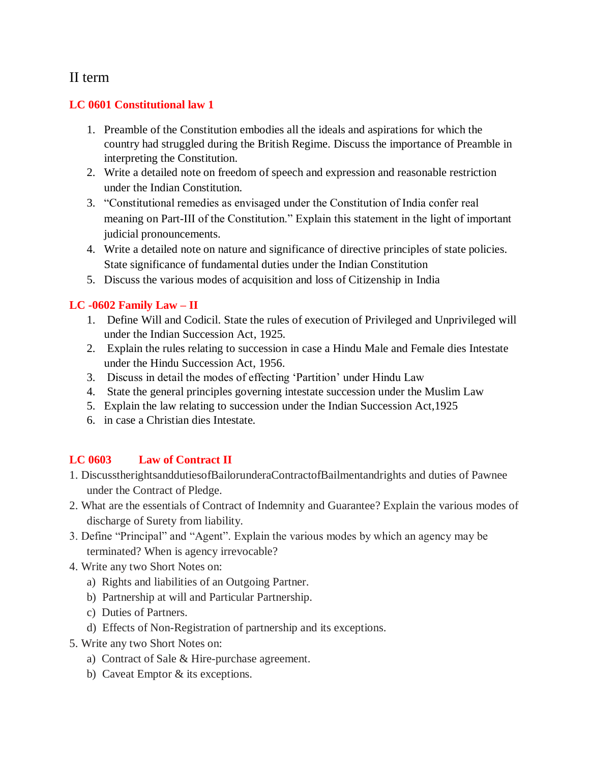# II term

## LC 0601 Constitutional law 1

1. Preamble of the Constitution embodies all the ideals and aspirations for which the country had struggled during the British Regime. Discuss the importance of Preamble in interpreting the Constitution.
2. Write a detailed note on freedom of speech and expression and reasonable restriction under the Indian Constitution.
3. "Constitutional remedies as envisaged under the Constitution of India confer real meaning on Part-III of the Constitution." Explain this statement in the light of important judicial pronouncements.
4. Write a detailed note on nature and significance of directive principles of state policies. State significance of fundamental duties under the Indian Constitution
5. Discuss the various modes of acquisition and loss of Citizenship in India

## LC -0602 Family Law – II

1. Define Will and Codicil. State the rules of execution of Privileged and Unprivileged will under the Indian Succession Act, 1925.
2. Explain the rules relating to succession in case a Hindu Male and Female dies Intestate under the Hindu Succession Act, 1956.
3. Discuss in detail the modes of effecting 'Partition' under Hindu Law
4. State the general principles governing intestate succession under the Muslim Law
5. Explain the law relating to succession under the Indian Succession Act,1925
6. in case a Christian dies Intestate.

## LC 0603 Law of Contract II

1. DiscusstherightsanddutiesofBailorunderaContractofBailmentandrights and duties of Pawnee under the Contract of Pledge.
2. What are the essentials of Contract of Indemnity and Guarantee? Explain the various modes of discharge of Surety from liability.
3. Define "Principal" and "Agent". Explain the various modes by which an agency may be terminated? When is agency irrevocable?
4. Write any two Short Notes on:
   a) Rights and liabilities of an Outgoing Partner.
   b) Partnership at will and Particular Partnership.
   c) Duties of Partners.
   d) Effects of Non-Registration of partnership and its exceptions.
5. Write any two Short Notes on:
   a) Contract of Sale & Hire-purchase agreement.
   b) Caveat Emptor & its exceptions.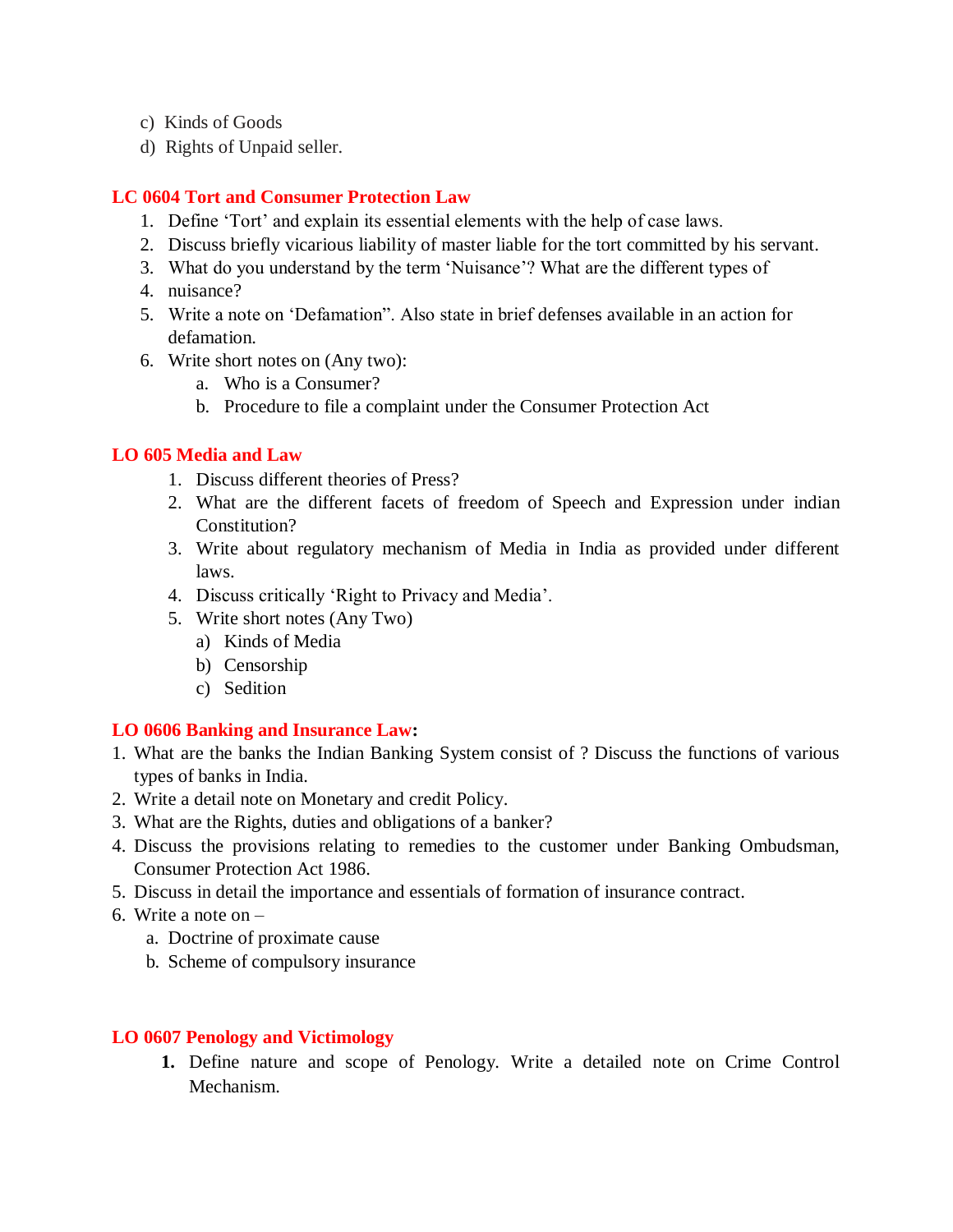c) Kinds of Goods

d) Rights of Unpaid seller.

## LC 0604 Tort and Consumer Protection Law

1. Define 'Tort' and explain its essential elements with the help of case laws.
2. Discuss briefly vicarious liability of master liable for the tort committed by his servant.
3. What do you understand by the term 'Nuisance'? What are the different types of
4. nuisance?
5. Write a note on 'Defamation". Also state in brief defenses available in an action for defamation.
6. Write short notes on (Any two):
   a. Who is a Consumer?
   b. Procedure to file a complaint under the Consumer Protection Act

## LO 605 Media and Law

1. Discuss different theories of Press?
2. What are the different facets of freedom of Speech and Expression under indian Constitution?
3. Write about regulatory mechanism of Media in India as provided under different laws.
4. Discuss critically 'Right to Privacy and Media'.
5. Write short notes (Any Two)
   a) Kinds of Media
   b) Censorship
   c) Sedition

## LO 0606 Banking and Insurance Law:

1. What are the banks the Indian Banking System consist of ? Discuss the functions of various types of banks in India.
2. Write a detail note on Monetary and credit Policy.
3. What are the Rights, duties and obligations of a banker?
4. Discuss the provisions relating to remedies to the customer under Banking Ombudsman, Consumer Protection Act 1986.
5. Discuss in detail the importance and essentials of formation of insurance contract.
6. Write a note on –
   a. Doctrine of proximate cause
   b. Scheme of compulsory insurance

## LO 0607 Penology and Victimology

1. Define nature and scope of Penology. Write a detailed note on Crime Control Mechanism.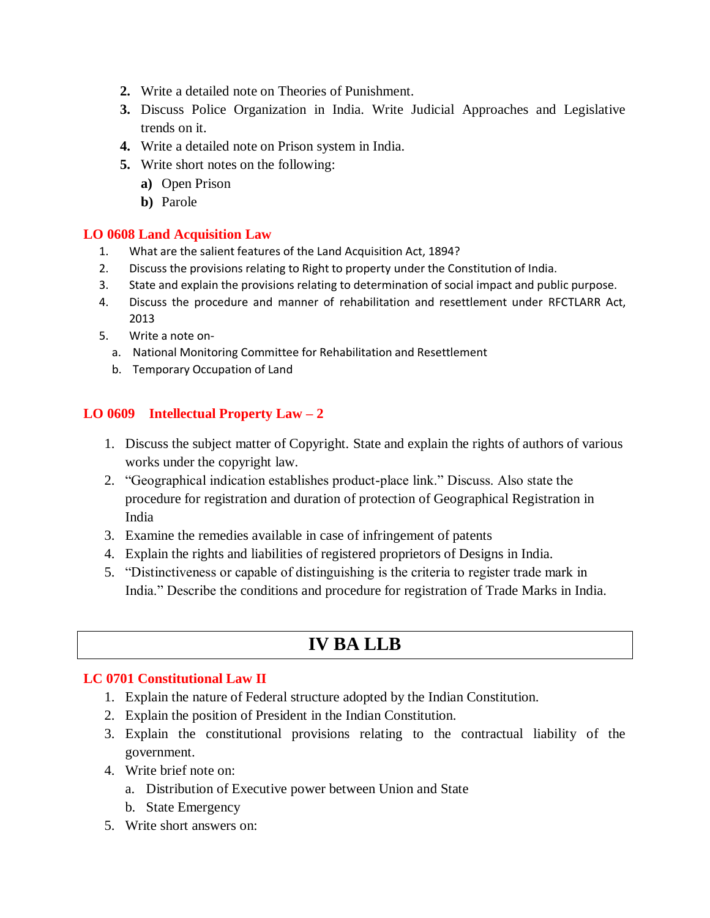2. Write a detailed note on Theories of Punishment.
3. Discuss Police Organization in India. Write Judicial Approaches and Legislative trends on it.
4. Write a detailed note on Prison system in India.
5. Write short notes on the following:
   a) Open Prison
   b) Parole

### LO 0608 Land Acquisition Law

1. What are the salient features of the Land Acquisition Act, 1894?
2. Discuss the provisions relating to Right to property under the Constitution of India.
3. State and explain the provisions relating to determination of social impact and public purpose.
4. Discuss the procedure and manner of rehabilitation and resettlement under RFCTLARR Act, 2013
5. Write a note on-
   a. National Monitoring Committee for Rehabilitation and Resettlement
   b. Temporary Occupation of Land

### LO 0609 Intellectual Property Law – 2

1. Discuss the subject matter of Copyright. State and explain the rights of authors of various works under the copyright law.
2. “Geographical indication establishes product-place link.” Discuss. Also state the procedure for registration and duration of protection of Geographical Registration in India
3. Examine the remedies available in case of infringement of patents
4. Explain the rights and liabilities of registered proprietors of Designs in India.
5. “Distinctiveness or capable of distinguishing is the criteria to register trade mark in India.” Describe the conditions and procedure for registration of Trade Marks in India.

## IV BA LLB

### LC 0701 Constitutional Law II

1. Explain the nature of Federal structure adopted by the Indian Constitution.
2. Explain the position of President in the Indian Constitution.
3. Explain the constitutional provisions relating to the contractual liability of the government.
4. Write brief note on:
   a. Distribution of Executive power between Union and State
   b. State Emergency
5. Write short answers on: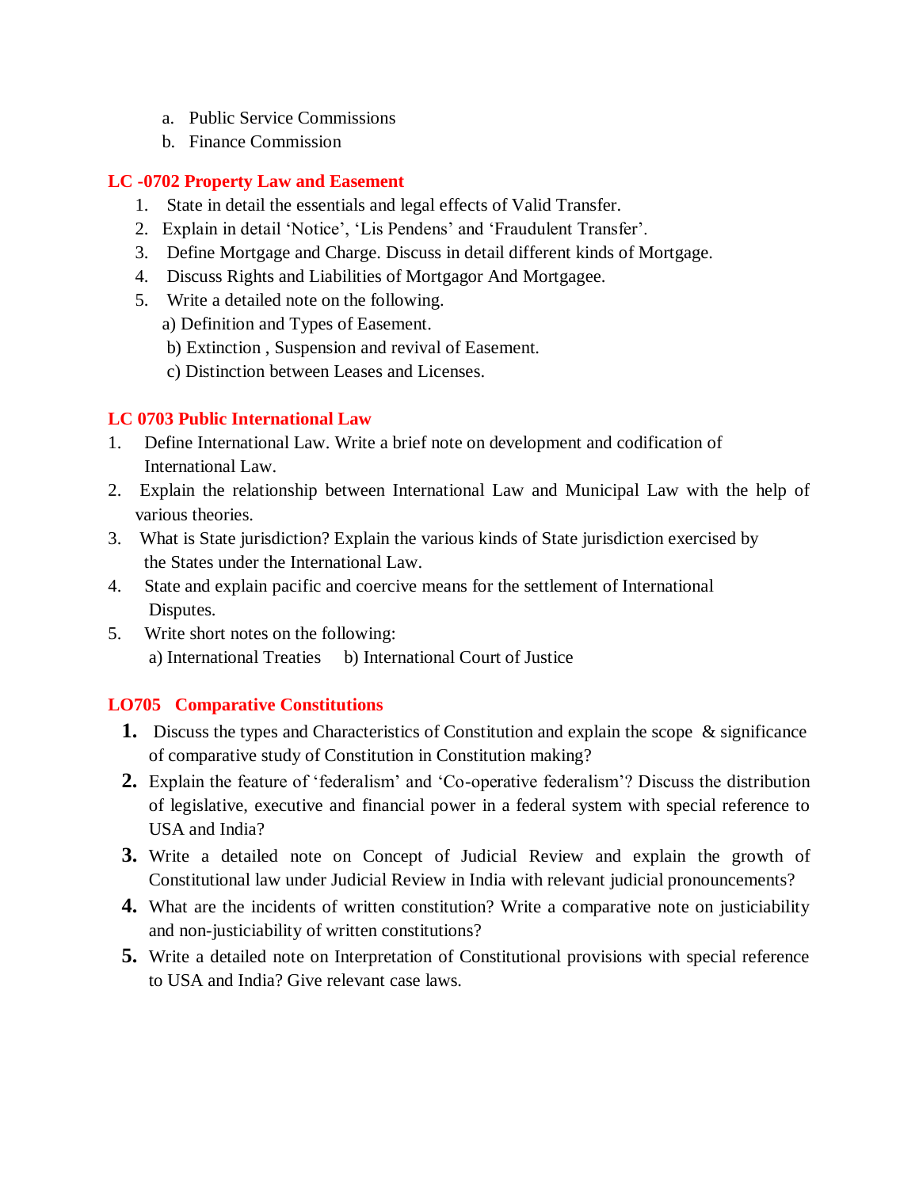a. Public Service Commissions
b. Finance Commission

## LC -0702 Property Law and Easement

1. State in detail the essentials and legal effects of Valid Transfer.
2. Explain in detail 'Notice', 'Lis Pendens' and 'Fraudulent Transfer'.
3. Define Mortgage and Charge. Discuss in detail different kinds of Mortgage.
4. Discuss Rights and Liabilities of Mortgagor And Mortgagee.
5. Write a detailed note on the following.
   a) Definition and Types of Easement.
   b) Extinction , Suspension and revival of Easement.
   c) Distinction between Leases and Licenses.

## LC 0703 Public International Law

1. Define International Law. Write a brief note on development and codification of International Law.
2. Explain the relationship between International Law and Municipal Law with the help of various theories.
3. What is State jurisdiction? Explain the various kinds of State jurisdiction exercised by the States under the International Law.
4. State and explain pacific and coercive means for the settlement of International Disputes.
5. Write short notes on the following:
   a) International Treaties   b) International Court of Justice

## LO705 Comparative Constitutions

1. Discuss the types and Characteristics of Constitution and explain the scope & significance of comparative study of Constitution in Constitution making?
2. Explain the feature of 'federalism' and 'Co-operative federalism'? Discuss the distribution of legislative, executive and financial power in a federal system with special reference to USA and India?
3. Write a detailed note on Concept of Judicial Review and explain the growth of Constitutional law under Judicial Review in India with relevant judicial pronouncements?
4. What are the incidents of written constitution? Write a comparative note on justiciability and non-justiciability of written constitutions?
5. Write a detailed note on Interpretation of Constitutional provisions with special reference to USA and India? Give relevant case laws.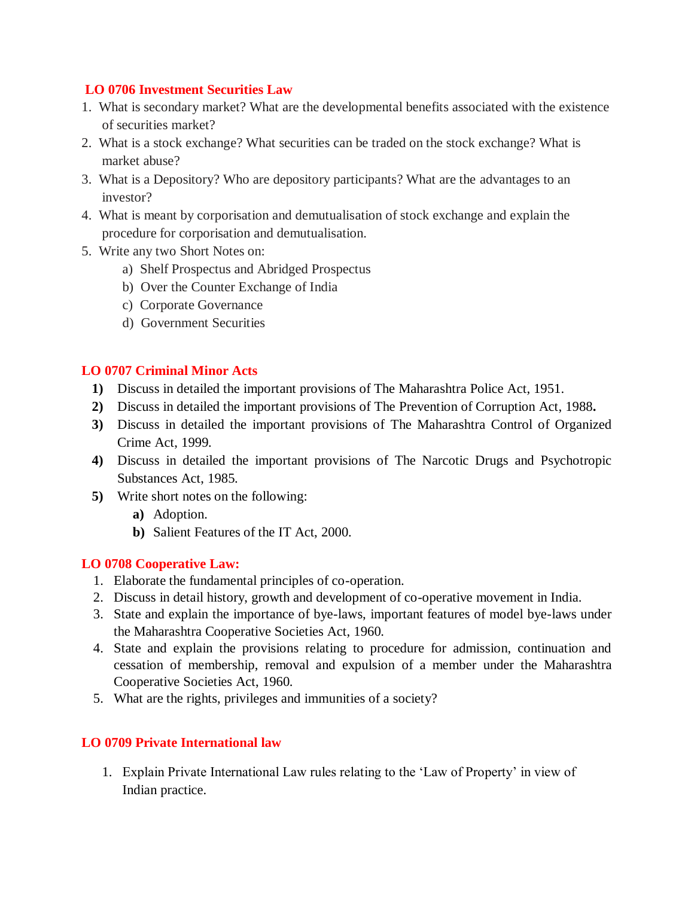## LO 0706 Investment Securities Law

1. What is secondary market? What are the developmental benefits associated with the existence of securities market?
2. What is a stock exchange? What securities can be traded on the stock exchange? What is market abuse?
3. What is a Depository? Who are depository participants? What are the advantages to an investor?
4. What is meant by corporisation and demutualisation of stock exchange and explain the procedure for corporisation and demutualisation.
5. Write any two Short Notes on:
   a) Shelf Prospectus and Abridged Prospectus
   b) Over the Counter Exchange of India
   c) Corporate Governance
   d) Government Securities

## LO 0707 Criminal Minor Acts

**1)** Discuss in detailed the important provisions of The Maharashtra Police Act, 1951.

**2)** Discuss in detailed the important provisions of The Prevention of Corruption Act, 1988**.**

**3)** Discuss in detailed the important provisions of The Maharashtra Control of Organized Crime Act, 1999.

**4)** Discuss in detailed the important provisions of The Narcotic Drugs and Psychotropic Substances Act, 1985.

**5)** Write short notes on the following:

- **a)** Adoption.
- **b)** Salient Features of the IT Act, 2000.

## LO 0708 Cooperative Law:

1. Elaborate the fundamental principles of co-operation.
2. Discuss in detail history, growth and development of co-operative movement in India.
3. State and explain the importance of bye-laws, important features of model bye-laws under the Maharashtra Cooperative Societies Act, 1960.
4. State and explain the provisions relating to procedure for admission, continuation and cessation of membership, removal and expulsion of a member under the Maharashtra Cooperative Societies Act, 1960.
5. What are the rights, privileges and immunities of a society?

## LO 0709 Private International law

1. Explain Private International Law rules relating to the 'Law of Property' in view of Indian practice.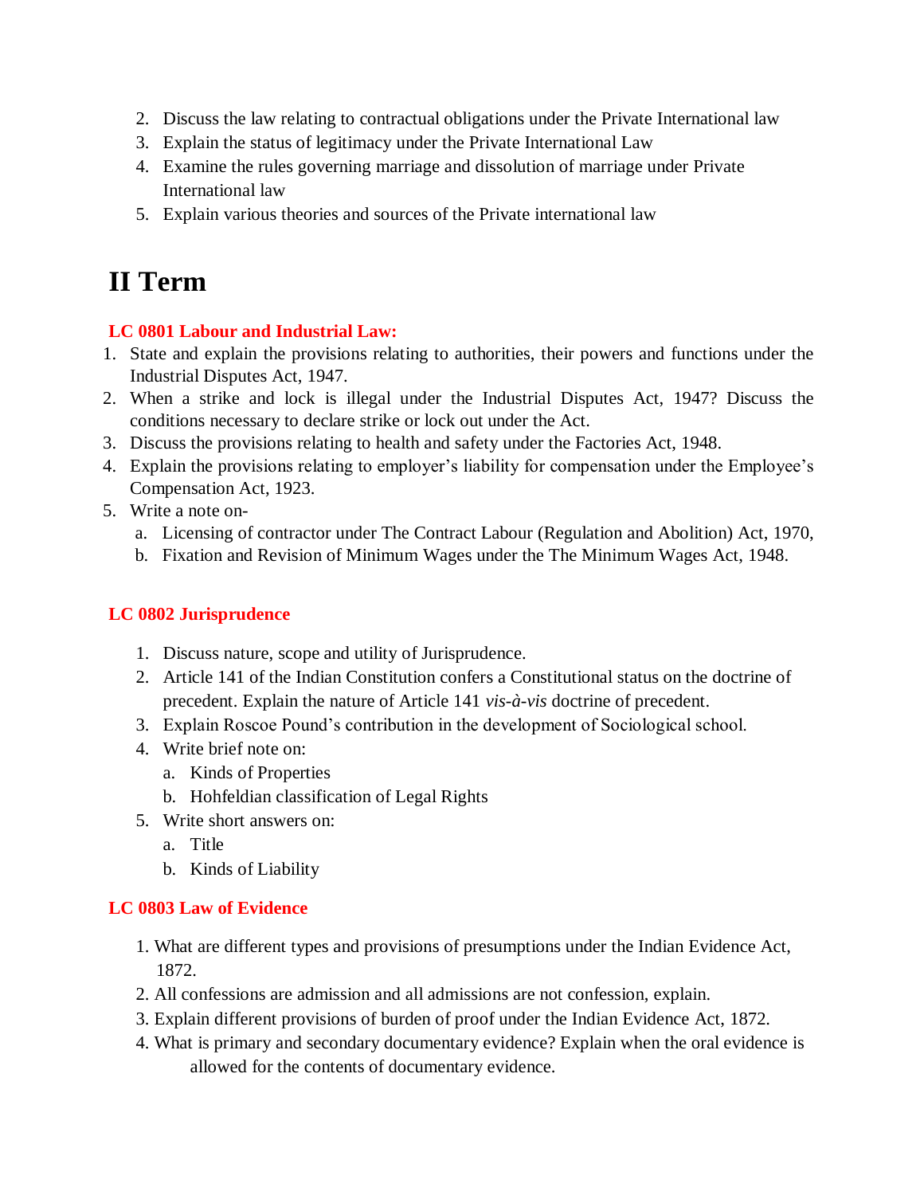2. Discuss the law relating to contractual obligations under the Private International law
3. Explain the status of legitimacy under the Private International Law
4. Examine the rules governing marriage and dissolution of marriage under Private International law
5. Explain various theories and sources of the Private international law

# II Term

### LC 0801 Labour and Industrial Law:

1. State and explain the provisions relating to authorities, their powers and functions under the Industrial Disputes Act, 1947.
2. When a strike and lock is illegal under the Industrial Disputes Act, 1947? Discuss the conditions necessary to declare strike or lock out under the Act.
3. Discuss the provisions relating to health and safety under the Factories Act, 1948.
4. Explain the provisions relating to employer's liability for compensation under the Employee's Compensation Act, 1923.
5. Write a note on-
   a. Licensing of contractor under The Contract Labour (Regulation and Abolition) Act, 1970,
   b. Fixation and Revision of Minimum Wages under the The Minimum Wages Act, 1948.

### LC 0802 Jurisprudence

1. Discuss nature, scope and utility of Jurisprudence.
2. Article 141 of the Indian Constitution confers a Constitutional status on the doctrine of precedent. Explain the nature of Article 141 *vis-à-vis* doctrine of precedent.
3. Explain Roscoe Pound's contribution in the development of Sociological school.
4. Write brief note on:
   a. Kinds of Properties
   b. Hohfeldian classification of Legal Rights
5. Write short answers on:
   a. Title
   b. Kinds of Liability

### LC 0803 Law of Evidence

1. What are different types and provisions of presumptions under the Indian Evidence Act, 1872.
2. All confessions are admission and all admissions are not confession, explain.
3. Explain different provisions of burden of proof under the Indian Evidence Act, 1872.
4. What is primary and secondary documentary evidence? Explain when the oral evidence is allowed for the contents of documentary evidence.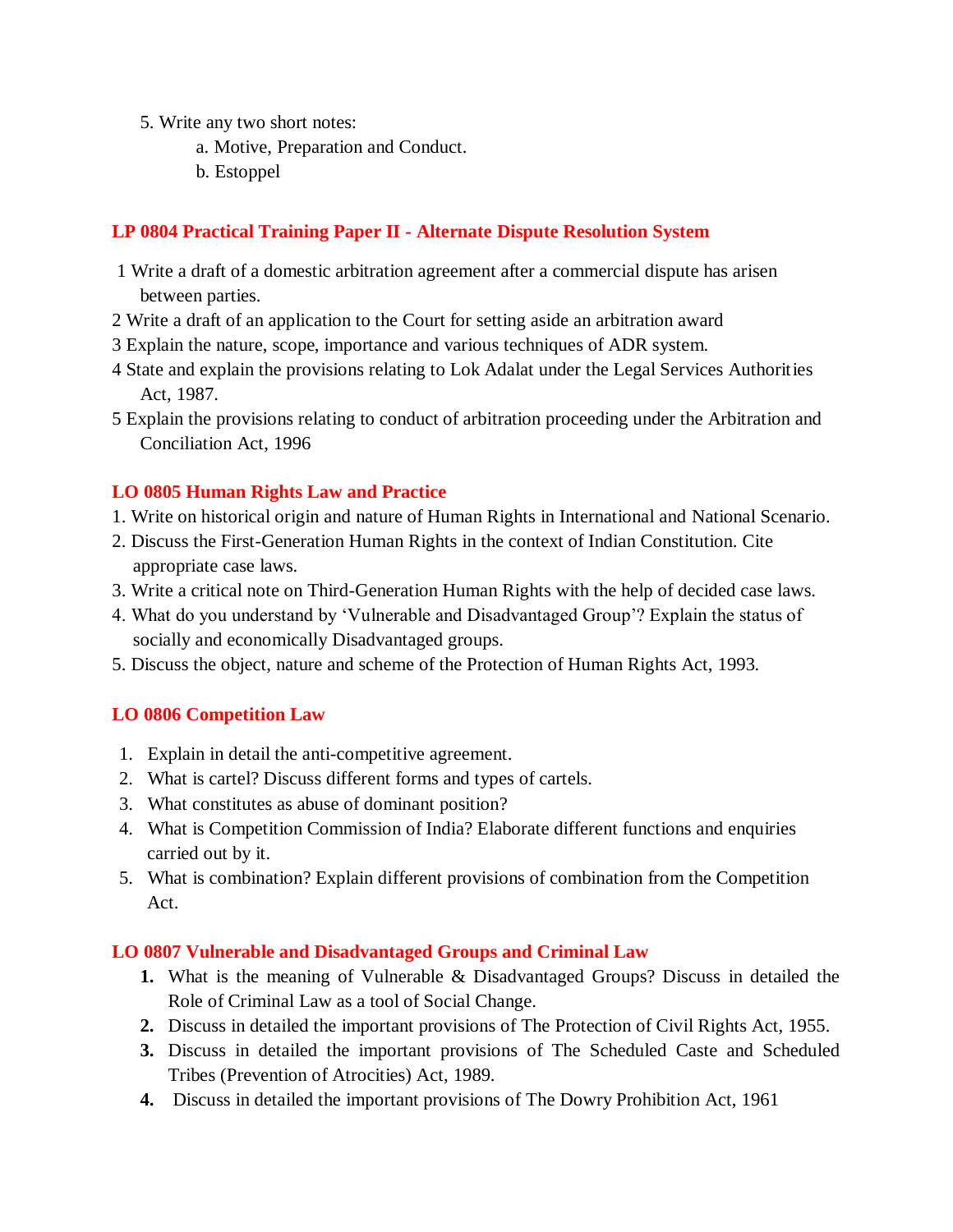5. Write any two short notes:
    a. Motive, Preparation and Conduct.
    b. Estoppel

## LP 0804 Practical Training Paper II - Alternate Dispute Resolution System

1 Write a draft of a domestic arbitration agreement after a commercial dispute has arisen between parties.

2 Write a draft of an application to the Court for setting aside an arbitration award

3 Explain the nature, scope, importance and various techniques of ADR system.

4 State and explain the provisions relating to Lok Adalat under the Legal Services Authorities Act, 1987.

5 Explain the provisions relating to conduct of arbitration proceeding under the Arbitration and Conciliation Act, 1996

## LO 0805 Human Rights Law and Practice

1. Write on historical origin and nature of Human Rights in International and National Scenario.
2. Discuss the First-Generation Human Rights in the context of Indian Constitution. Cite appropriate case laws.
3. Write a critical note on Third-Generation Human Rights with the help of decided case laws.
4. What do you understand by 'Vulnerable and Disadvantaged Group'? Explain the status of socially and economically Disadvantaged groups.
5. Discuss the object, nature and scheme of the Protection of Human Rights Act, 1993.

## LO 0806 Competition Law

1. Explain in detail the anti-competitive agreement.
2. What is cartel? Discuss different forms and types of cartels.
3. What constitutes as abuse of dominant position?
4. What is Competition Commission of India? Elaborate different functions and enquiries carried out by it.
5. What is combination? Explain different provisions of combination from the Competition Act.

## LO 0807 Vulnerable and Disadvantaged Groups and Criminal Law

1. What is the meaning of Vulnerable & Disadvantaged Groups? Discuss in detailed the Role of Criminal Law as a tool of Social Change.
2. Discuss in detailed the important provisions of The Protection of Civil Rights Act, 1955.
3. Discuss in detailed the important provisions of The Scheduled Caste and Scheduled Tribes (Prevention of Atrocities) Act, 1989.
4. Discuss in detailed the important provisions of The Dowry Prohibition Act, 1961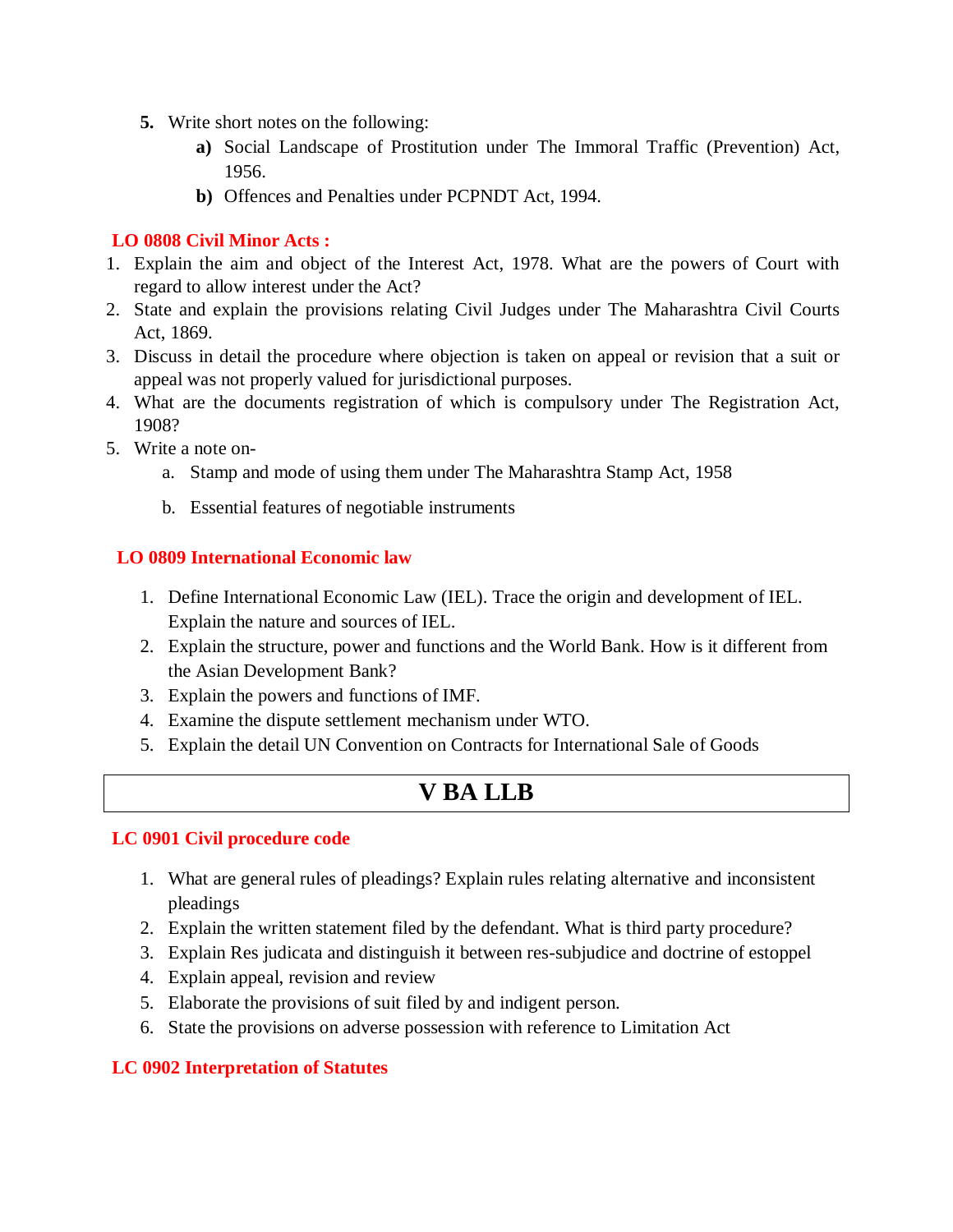5. Write short notes on the following:
    - **a)** Social Landscape of Prostitution under The Immoral Traffic (Prevention) Act, 1956.
    - **b)** Offences and Penalties under PCPNDT Act, 1994.

### LO 0808 Civil Minor Acts :

1. Explain the aim and object of the Interest Act, 1978. What are the powers of Court with regard to allow interest under the Act?
2. State and explain the provisions relating Civil Judges under The Maharashtra Civil Courts Act, 1869.
3. Discuss in detail the procedure where objection is taken on appeal or revision that a suit or appeal was not properly valued for jurisdictional purposes.
4. What are the documents registration of which is compulsory under The Registration Act, 1908?
5. Write a note on-
    a. Stamp and mode of using them under The Maharashtra Stamp Act, 1958
    b. Essential features of negotiable instruments

### LO 0809 International Economic law

1. Define International Economic Law (IEL). Trace the origin and development of IEL. Explain the nature and sources of IEL.
2. Explain the structure, power and functions and the World Bank. How is it different from the Asian Development Bank?
3. Explain the powers and functions of IMF.
4. Examine the dispute settlement mechanism under WTO.
5. Explain the detail UN Convention on Contracts for International Sale of Goods

## V BA LLB

### LC 0901 Civil procedure code

1. What are general rules of pleadings? Explain rules relating alternative and inconsistent pleadings
2. Explain the written statement filed by the defendant. What is third party procedure?
3. Explain Res judicata and distinguish it between res-subjudice and doctrine of estoppel
4. Explain appeal, revision and review
5. Elaborate the provisions of suit filed by and indigent person.
6. State the provisions on adverse possession with reference to Limitation Act

### LC 0902 Interpretation of Statutes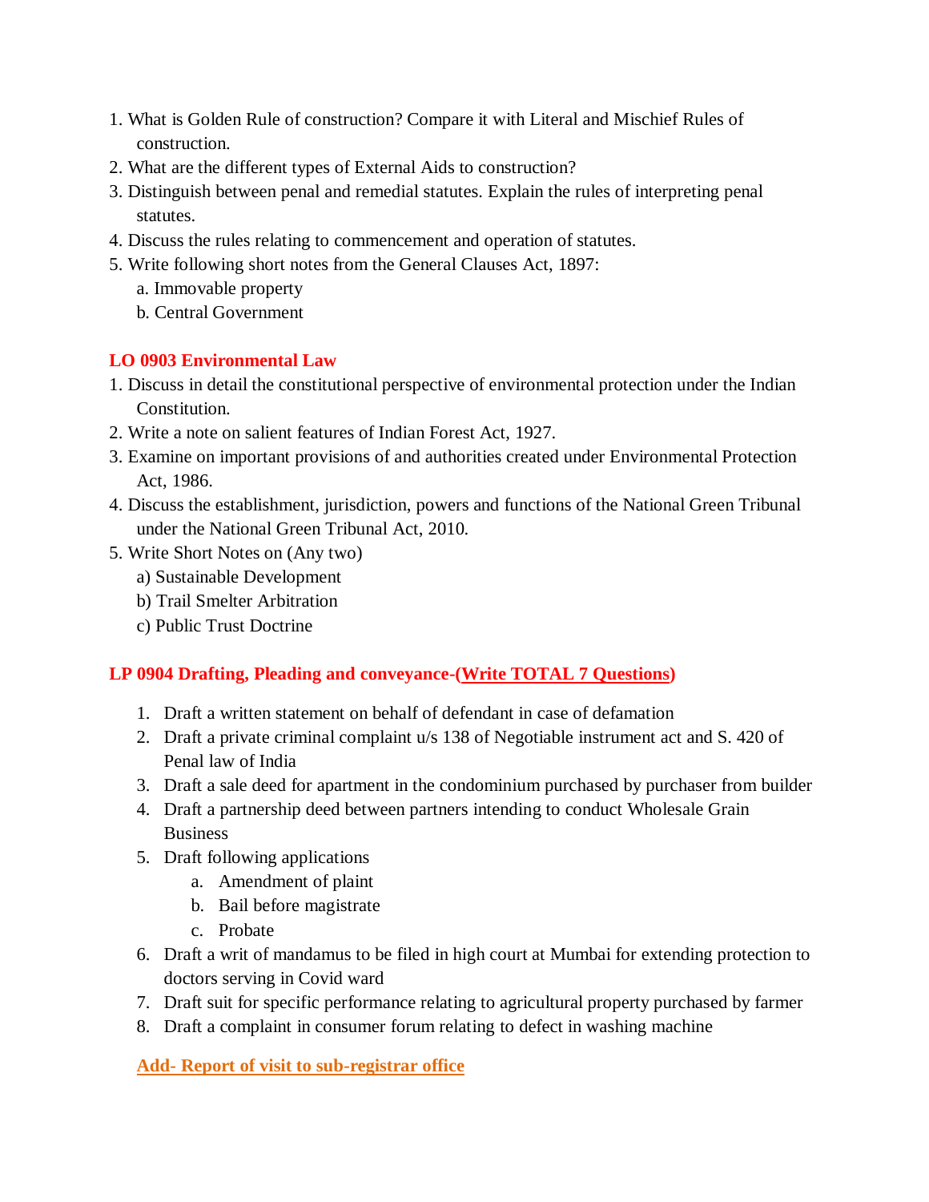1. What is Golden Rule of construction? Compare it with Literal and Mischief Rules of construction.
2. What are the different types of External Aids to construction?
3. Distinguish between penal and remedial statutes. Explain the rules of interpreting penal statutes.
4. Discuss the rules relating to commencement and operation of statutes.
5. Write following short notes from the General Clauses Act, 1897:
    a. Immovable property
    b. Central Government

### LO 0903 Environmental Law

1. Discuss in detail the constitutional perspective of environmental protection under the Indian Constitution.
2. Write a note on salient features of Indian Forest Act, 1927.
3. Examine on important provisions of and authorities created under Environmental Protection Act, 1986.
4. Discuss the establishment, jurisdiction, powers and functions of the National Green Tribunal under the National Green Tribunal Act, 2010.
5. Write Short Notes on (Any two)
    a) Sustainable Development
    b) Trail Smelter Arbitration
    c) Public Trust Doctrine

### LP 0904 Drafting, Pleading and conveyance-(<u>Write TOTAL 7 Questions</u>)

1. Draft a written statement on behalf of defendant in case of defamation
2. Draft a private criminal complaint u/s 138 of Negotiable instrument act and S. 420 of Penal law of India
3. Draft a sale deed for apartment in the condominium purchased by purchaser from builder
4. Draft a partnership deed between partners intending to conduct Wholesale Grain Business
5. Draft following applications
    a. Amendment of plaint
    b. Bail before magistrate
    c. Probate
6. Draft a writ of mandamus to be filed in high court at Mumbai for extending protection to doctors serving in Covid ward
7. Draft suit for specific performance relating to agricultural property purchased by farmer
8. Draft a complaint in consumer forum relating to defect in washing machine

**<u>Add- Report of visit to sub-registrar office</u>**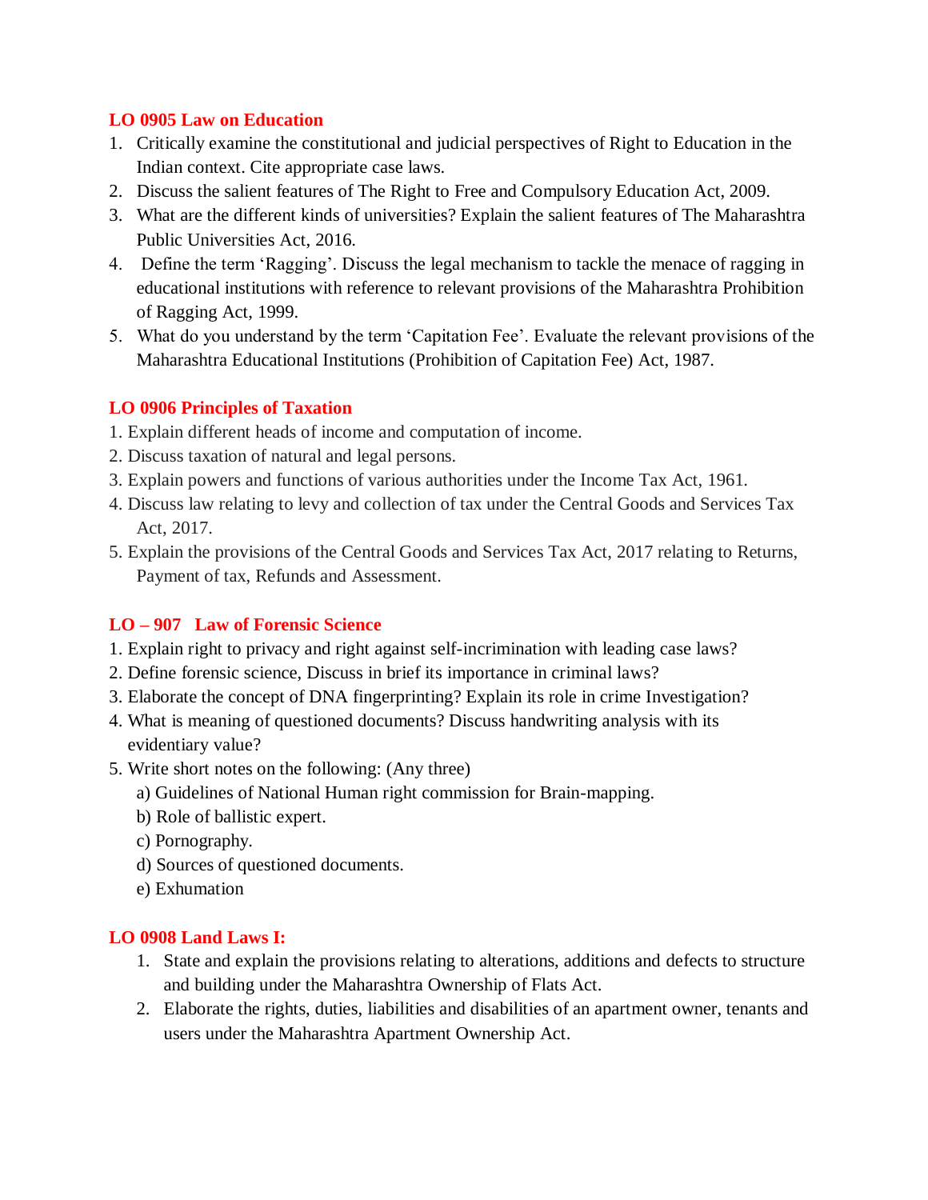### LO 0905 Law on Education

1. Critically examine the constitutional and judicial perspectives of Right to Education in the Indian context. Cite appropriate case laws.
2. Discuss the salient features of The Right to Free and Compulsory Education Act, 2009.
3. What are the different kinds of universities? Explain the salient features of The Maharashtra Public Universities Act, 2016.
4. Define the term 'Ragging'. Discuss the legal mechanism to tackle the menace of ragging in educational institutions with reference to relevant provisions of the Maharashtra Prohibition of Ragging Act, 1999.
5. What do you understand by the term 'Capitation Fee'. Evaluate the relevant provisions of the Maharashtra Educational Institutions (Prohibition of Capitation Fee) Act, 1987.

### LO 0906 Principles of Taxation

1. Explain different heads of income and computation of income.
2. Discuss taxation of natural and legal persons.
3. Explain powers and functions of various authorities under the Income Tax Act, 1961.
4. Discuss law relating to levy and collection of tax under the Central Goods and Services Tax Act, 2017.
5. Explain the provisions of the Central Goods and Services Tax Act, 2017 relating to Returns, Payment of tax, Refunds and Assessment.

### LO – 907 Law of Forensic Science

1. Explain right to privacy and right against self-incrimination with leading case laws?
2. Define forensic science, Discuss in brief its importance in criminal laws?
3. Elaborate the concept of DNA fingerprinting? Explain its role in crime Investigation?
4. What is meaning of questioned documents? Discuss handwriting analysis with its evidentiary value?
5. Write short notes on the following: (Any three)
   a) Guidelines of National Human right commission for Brain-mapping.
   b) Role of ballistic expert.
   c) Pornography.
   d) Sources of questioned documents.
   e) Exhumation

### LO 0908 Land Laws I:

1. State and explain the provisions relating to alterations, additions and defects to structure and building under the Maharashtra Ownership of Flats Act.
2. Elaborate the rights, duties, liabilities and disabilities of an apartment owner, tenants and users under the Maharashtra Apartment Ownership Act.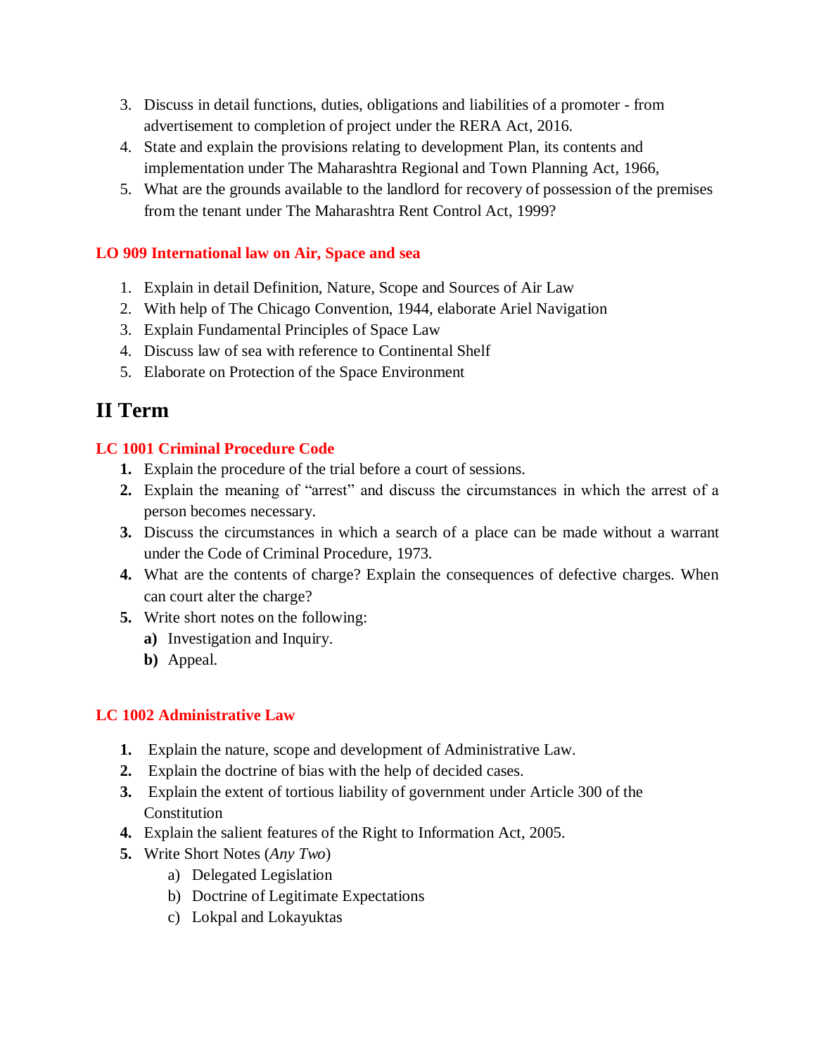3. Discuss in detail functions, duties, obligations and liabilities of a promoter - from advertisement to completion of project under the RERA Act, 2016.
4. State and explain the provisions relating to development Plan, its contents and implementation under The Maharashtra Regional and Town Planning Act, 1966,
5. What are the grounds available to the landlord for recovery of possession of the premises from the tenant under The Maharashtra Rent Control Act, 1999?

### LO 909 International law on Air, Space and sea

1. Explain in detail Definition, Nature, Scope and Sources of Air Law
2. With help of The Chicago Convention, 1944, elaborate Ariel Navigation
3. Explain Fundamental Principles of Space Law
4. Discuss law of sea with reference to Continental Shelf
5. Elaborate on Protection of the Space Environment

## II Term

### LC 1001 Criminal Procedure Code

1. Explain the procedure of the trial before a court of sessions.
2. Explain the meaning of "arrest" and discuss the circumstances in which the arrest of a person becomes necessary.
3. Discuss the circumstances in which a search of a place can be made without a warrant under the Code of Criminal Procedure, 1973.
4. What are the contents of charge? Explain the consequences of defective charges. When can court alter the charge?
5. Write short notes on the following:
   **a)** Investigation and Inquiry.
   **b)** Appeal.

### LC 1002 Administrative Law

1. Explain the nature, scope and development of Administrative Law.
2. Explain the doctrine of bias with the help of decided cases.
3. Explain the extent of tortious liability of government under Article 300 of the Constitution
4. Explain the salient features of the Right to Information Act, 2005.
5. Write Short Notes (*Any Two*)
   a) Delegated Legislation
   b) Doctrine of Legitimate Expectations
   c) Lokpal and Lokayuktas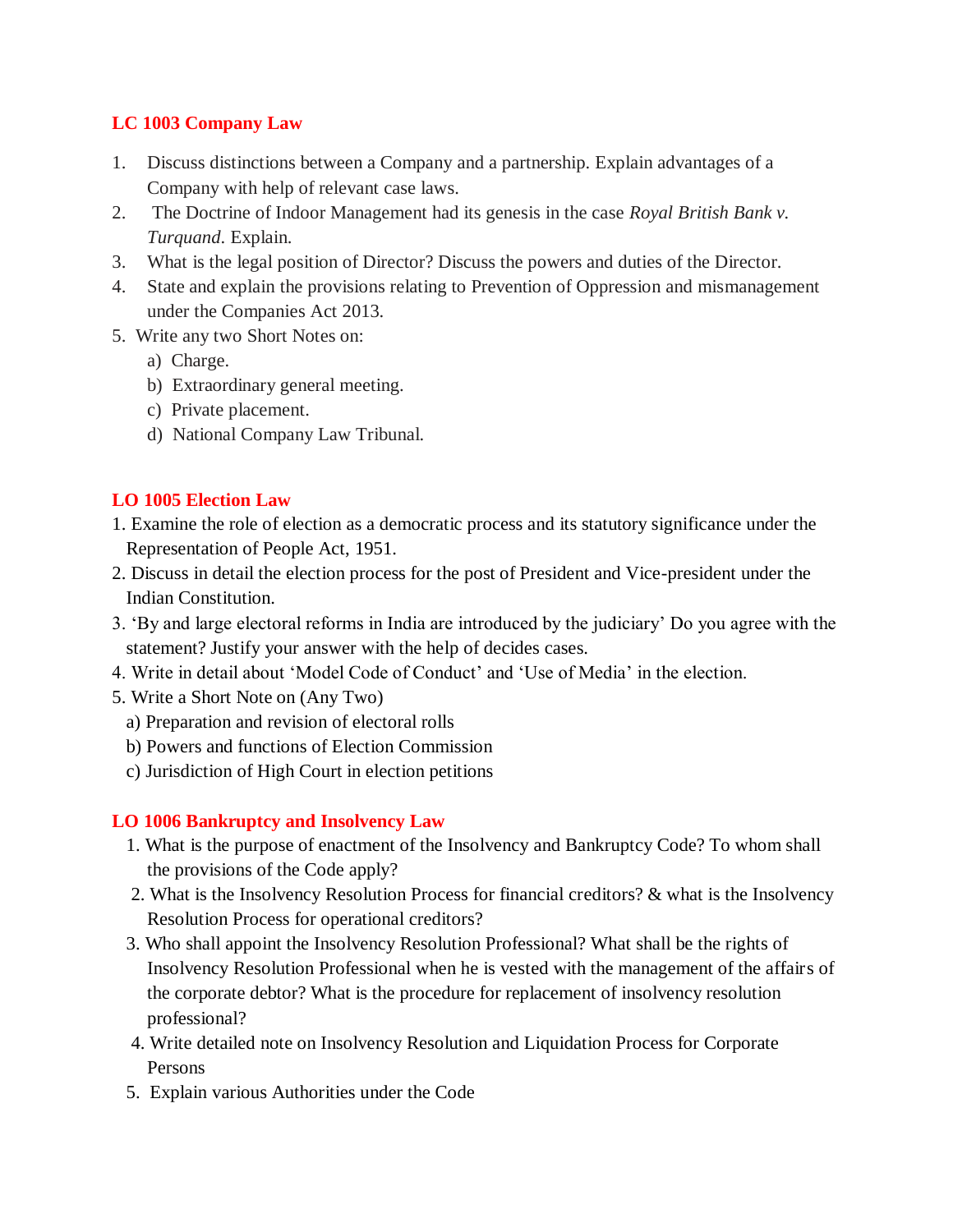## LC 1003 Company Law

1. Discuss distinctions between a Company and a partnership. Explain advantages of a Company with help of relevant case laws.
2. The Doctrine of Indoor Management had its genesis in the case *Royal British Bank v. Turquand*. Explain.
3. What is the legal position of Director? Discuss the powers and duties of the Director.
4. State and explain the provisions relating to Prevention of Oppression and mismanagement under the Companies Act 2013.
5. Write any two Short Notes on:
   a) Charge.
   b) Extraordinary general meeting.
   c) Private placement.
   d) National Company Law Tribunal.

## LO 1005 Election Law

1. Examine the role of election as a democratic process and its statutory significance under the Representation of People Act, 1951.
2. Discuss in detail the election process for the post of President and Vice-president under the Indian Constitution.
3. 'By and large electoral reforms in India are introduced by the judiciary' Do you agree with the statement? Justify your answer with the help of decides cases.
4. Write in detail about 'Model Code of Conduct' and 'Use of Media' in the election.
5. Write a Short Note on (Any Two)
   a) Preparation and revision of electoral rolls
   b) Powers and functions of Election Commission
   c) Jurisdiction of High Court in election petitions

## LO 1006 Bankruptcy and Insolvency Law

1. What is the purpose of enactment of the Insolvency and Bankruptcy Code? To whom shall the provisions of the Code apply?
2. What is the Insolvency Resolution Process for financial creditors? & what is the Insolvency Resolution Process for operational creditors?
3. Who shall appoint the Insolvency Resolution Professional? What shall be the rights of Insolvency Resolution Professional when he is vested with the management of the affairs of the corporate debtor? What is the procedure for replacement of insolvency resolution professional?
4. Write detailed note on Insolvency Resolution and Liquidation Process for Corporate Persons
5. Explain various Authorities under the Code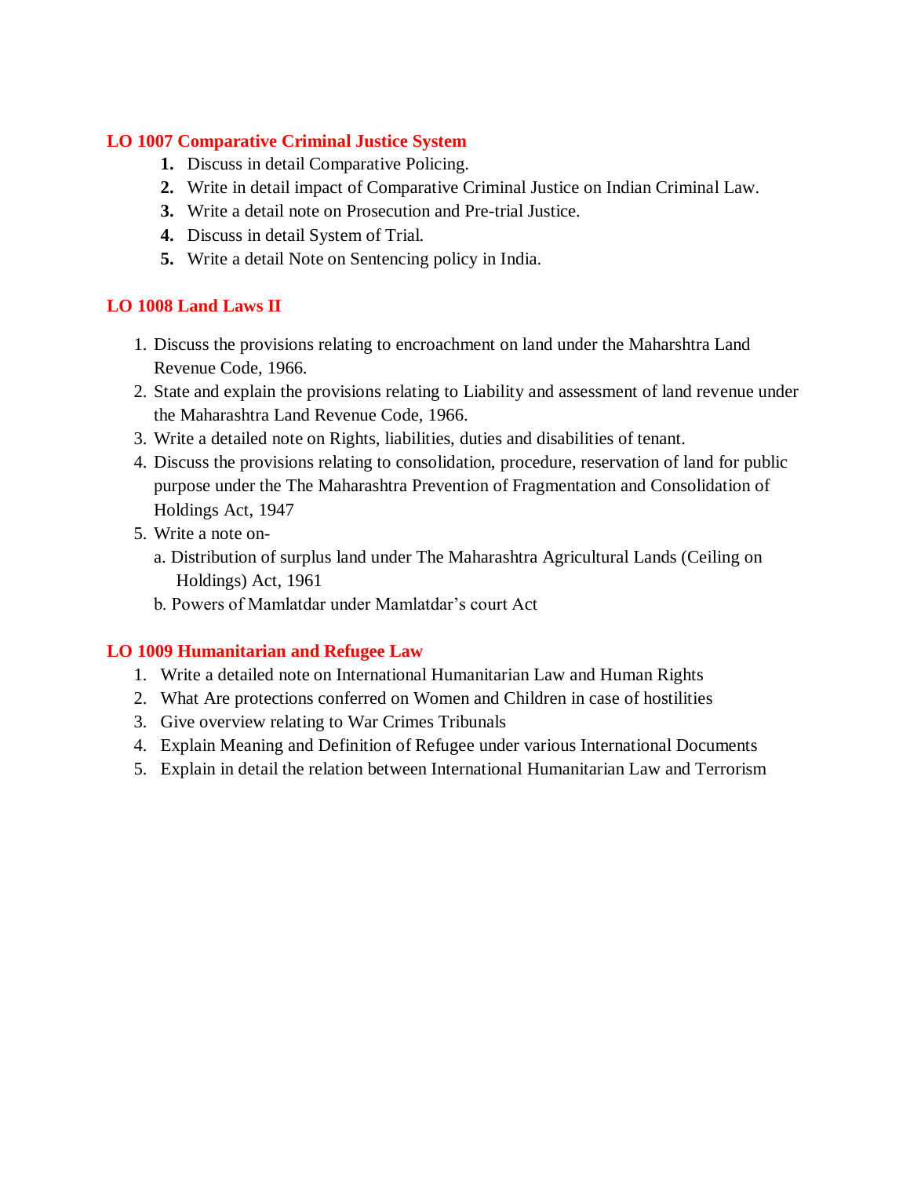### LO 1007 Comparative Criminal Justice System

1. Discuss in detail Comparative Policing.
2. Write in detail impact of Comparative Criminal Justice on Indian Criminal Law.
3. Write a detail note on Prosecution and Pre-trial Justice.
4. Discuss in detail System of Trial.
5. Write a detail Note on Sentencing policy in India.

### LO 1008 Land Laws II

1. Discuss the provisions relating to encroachment on land under the Maharshtra Land Revenue Code, 1966.
2. State and explain the provisions relating to Liability and assessment of land revenue under the Maharashtra Land Revenue Code, 1966.
3. Write a detailed note on Rights, liabilities, duties and disabilities of tenant.
4. Discuss the provisions relating to consolidation, procedure, reservation of land for public purpose under the The Maharashtra Prevention of Fragmentation and Consolidation of Holdings Act, 1947
5. Write a note on-
   a. Distribution of surplus land under The Maharashtra Agricultural Lands (Ceiling on Holdings) Act, 1961
   b. Powers of Mamlatdar under Mamlatdar's court Act

### LO 1009 Humanitarian and Refugee Law

1. Write a detailed note on International Humanitarian Law and Human Rights
2. What Are protections conferred on Women and Children in case of hostilities
3. Give overview relating to War Crimes Tribunals
4. Explain Meaning and Definition of Refugee under various International Documents
5. Explain in detail the relation between International Humanitarian Law and Terrorism